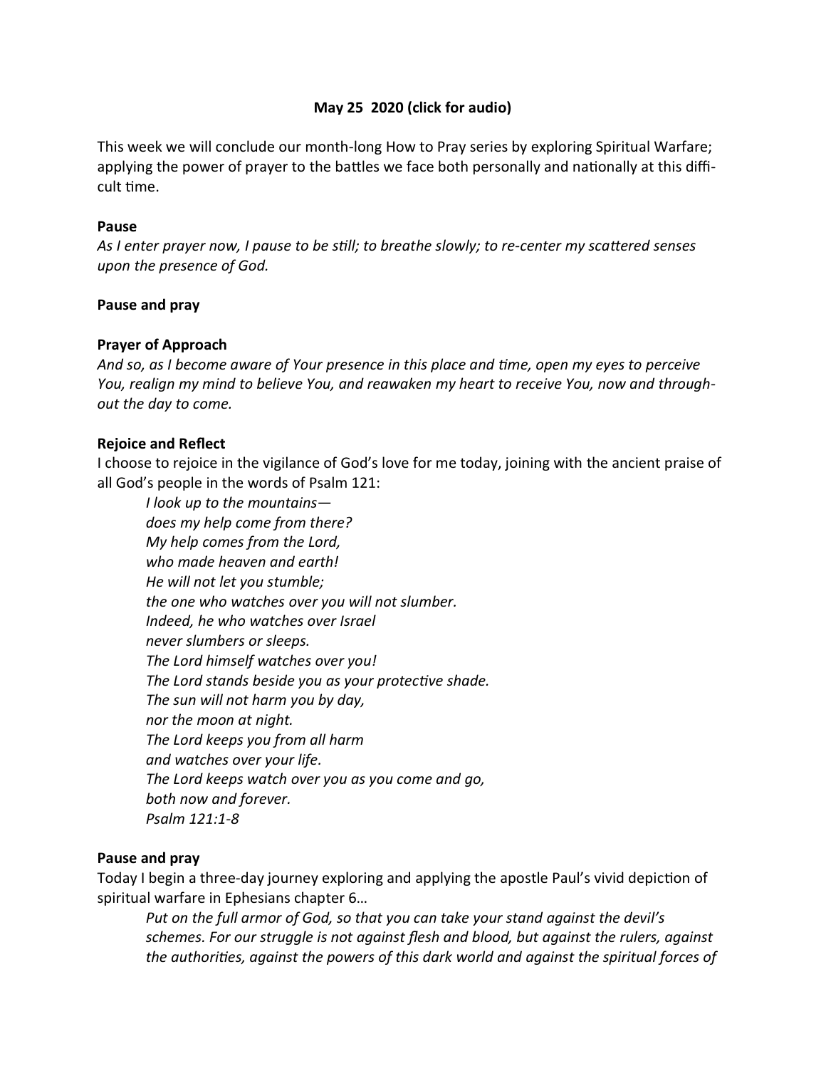**May 25 2020 (click for audio)**

This week we will conclude our month-long How to Pray series by exploring Spiritual Warfare; applying the power of prayer to the battles we face both personally and nationally at this difficult time.

**Pause**

*As I enter prayer now, I pause to be still; to breathe slowly; to re-center my scattered senses upon the presence of God.*

**Pause and pray**

**Prayer of Approach**

*And so, as I become aware of Your presence in this place and time, open my eyes to perceive You, realign my mind to believe You, and reawaken my heart to receive You, now and throughout the day to come.*

**Rejoice and Reflect**

I choose to rejoice in the vigilance of God's love for me today, joining with the ancient praise of all God's people in the words of Psalm 121:

> *I look up to the mountains—*
> *does my help come from there?*
> *My help comes from the Lord,*
> *who made heaven and earth!*
> *He will not let you stumble;*
> *the one who watches over you will not slumber.*
> *Indeed, he who watches over Israel*
> *never slumbers or sleeps.*
> *The Lord himself watches over you!*
> *The Lord stands beside you as your protective shade.*
> *The sun will not harm you by day,*
> *nor the moon at night.*
> *The Lord keeps you from all harm*
> *and watches over your life.*
> *The Lord keeps watch over you as you come and go,*
> *both now and forever.*
> *Psalm 121:1-8*

**Pause and pray**

Today I begin a three-day journey exploring and applying the apostle Paul's vivid depiction of spiritual warfare in Ephesians chapter 6…

> *Put on the full armor of God, so that you can take your stand against the devil's schemes. For our struggle is not against flesh and blood, but against the rulers, against the authorities, against the powers of this dark world and against the spiritual forces of*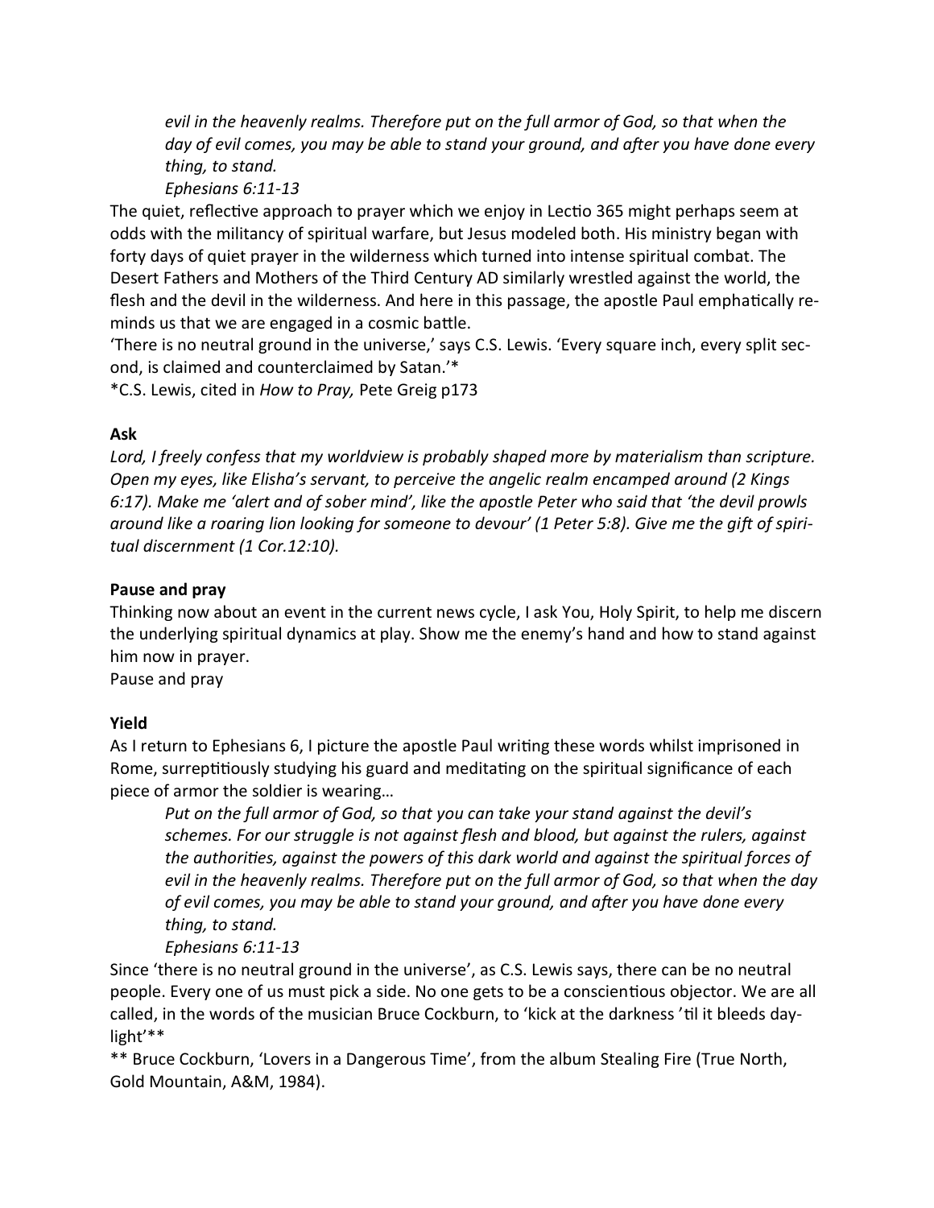*evil in the heavenly realms. Therefore put on the full armor of God, so that when the day of evil comes, you may be able to stand your ground, and after you have done every thing, to stand.*
*Ephesians 6:11-13*

The quiet, reflective approach to prayer which we enjoy in Lectio 365 might perhaps seem at odds with the militancy of spiritual warfare, but Jesus modeled both. His ministry began with forty days of quiet prayer in the wilderness which turned into intense spiritual combat. The Desert Fathers and Mothers of the Third Century AD similarly wrestled against the world, the flesh and the devil in the wilderness. And here in this passage, the apostle Paul emphatically reminds us that we are engaged in a cosmic battle.

'There is no neutral ground in the universe,' says C.S. Lewis. 'Every square inch, every split second, is claimed and counterclaimed by Satan.'*

*C.S. Lewis, cited in *How to Pray,* Pete Greig p173

**Ask**

*Lord, I freely confess that my worldview is probably shaped more by materialism than scripture. Open my eyes, like Elisha's servant, to perceive the angelic realm encamped around (2 Kings 6:17). Make me 'alert and of sober mind', like the apostle Peter who said that 'the devil prowls around like a roaring lion looking for someone to devour' (1 Peter 5:8). Give me the gift of spiritual discernment (1 Cor.12:10).*

**Pause and pray**

Thinking now about an event in the current news cycle, I ask You, Holy Spirit, to help me discern the underlying spiritual dynamics at play. Show me the enemy's hand and how to stand against him now in prayer.

Pause and pray

**Yield**

As I return to Ephesians 6, I picture the apostle Paul writing these words whilst imprisoned in Rome, surreptitiously studying his guard and meditating on the spiritual significance of each piece of armor the soldier is wearing…

*Put on the full armor of God, so that you can take your stand against the devil's schemes. For our struggle is not against flesh and blood, but against the rulers, against the authorities, against the powers of this dark world and against the spiritual forces of evil in the heavenly realms. Therefore put on the full armor of God, so that when the day of evil comes, you may be able to stand your ground, and after you have done every thing, to stand.*
*Ephesians 6:11-13*

Since 'there is no neutral ground in the universe', as C.S. Lewis says, there can be no neutral people. Every one of us must pick a side. No one gets to be a conscientious objector. We are all called, in the words of the musician Bruce Cockburn, to 'kick at the darkness 'til it bleeds daylight'**

** Bruce Cockburn, 'Lovers in a Dangerous Time', from the album Stealing Fire (True North, Gold Mountain, A&M, 1984).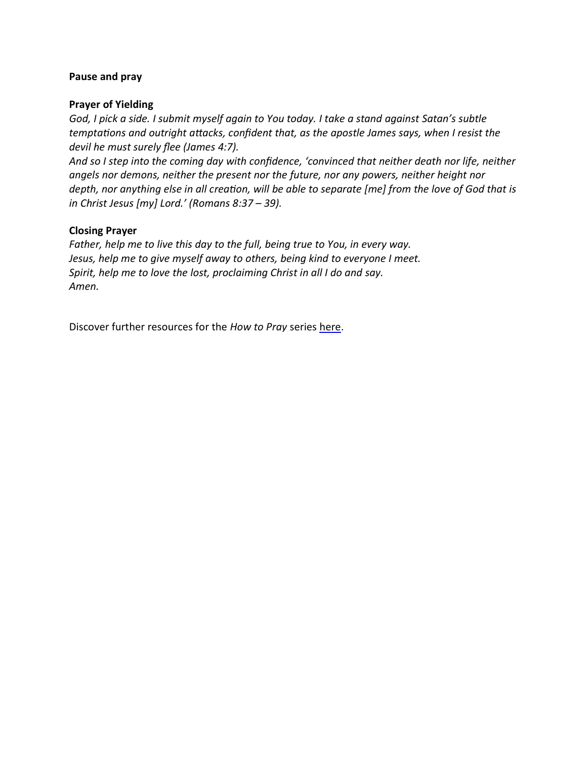**Pause and pray**

**Prayer of Yielding**

*God, I pick a side. I submit myself again to You today. I take a stand against Satan's subtle temptations and outright attacks, confident that, as the apostle James says, when I resist the devil he must surely flee (James 4:7).*
*And so I step into the coming day with confidence, 'convinced that neither death nor life, neither angels nor demons, neither the present nor the future, nor any powers, neither height nor depth, nor anything else in all creation, will be able to separate [me] from the love of God that is in Christ Jesus [my] Lord.' (Romans 8:37 – 39).*

**Closing Prayer**

*Father, help me to live this day to the full, being true to You, in every way.*
*Jesus, help me to give myself away to others, being kind to everyone I meet.*
*Spirit, help me to love the lost, proclaiming Christ in all I do and say.*
*Amen.*

Discover further resources for the *How to Pray* series here.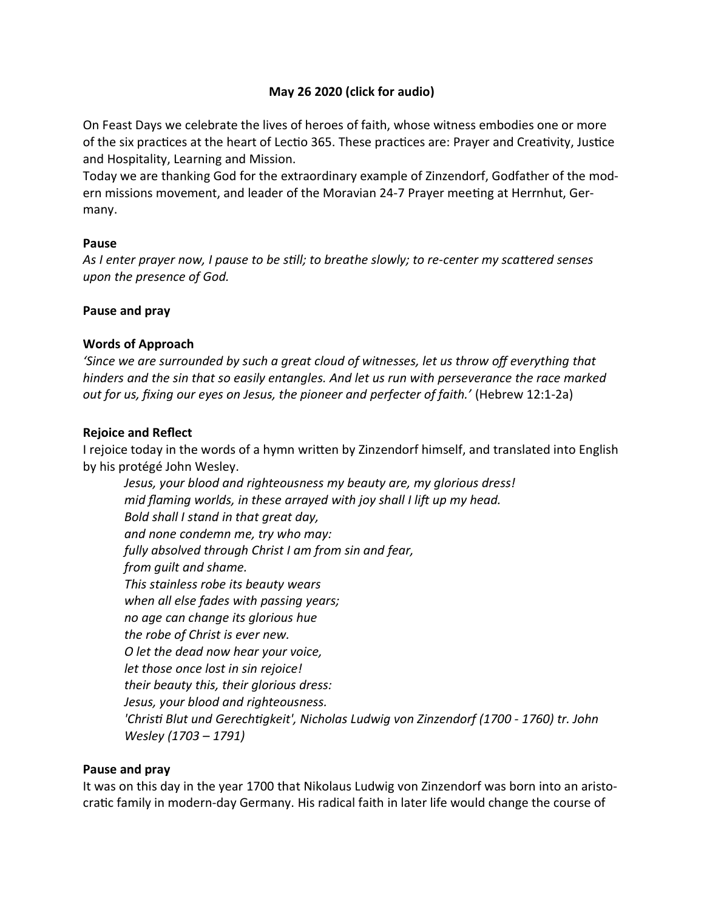**May 26 2020 (click for audio)**

On Feast Days we celebrate the lives of heroes of faith, whose witness embodies one or more of the six practices at the heart of Lectio 365. These practices are: Prayer and Creativity, Justice and Hospitality, Learning and Mission.

Today we are thanking God for the extraordinary example of Zinzendorf, Godfather of the modern missions movement, and leader of the Moravian 24-7 Prayer meeting at Herrnhut, Germany.

**Pause**

*As I enter prayer now, I pause to be still; to breathe slowly; to re-center my scattered senses upon the presence of God.*

**Pause and pray**

**Words of Approach**

*'Since we are surrounded by such a great cloud of witnesses, let us throw off everything that hinders and the sin that so easily entangles. And let us run with perseverance the race marked out for us, fixing our eyes on Jesus, the pioneer and perfecter of faith.'* (Hebrew 12:1-2a)

**Rejoice and Reflect**

I rejoice today in the words of a hymn written by Zinzendorf himself, and translated into English by his protégé John Wesley.

> *Jesus, your blood and righteousness my beauty are, my glorious dress!*
> *mid flaming worlds, in these arrayed with joy shall I lift up my head.*
> *Bold shall I stand in that great day,*
> *and none condemn me, try who may:*
> *fully absolved through Christ I am from sin and fear,*
> *from guilt and shame.*
> *This stainless robe its beauty wears*
> *when all else fades with passing years;*
> *no age can change its glorious hue*
> *the robe of Christ is ever new.*
> *O let the dead now hear your voice,*
> *let those once lost in sin rejoice!*
> *their beauty this, their glorious dress:*
> *Jesus, your blood and righteousness.*
> *'Christi Blut und Gerechtigkeit', Nicholas Ludwig von Zinzendorf (1700 - 1760) tr. John Wesley (1703 – 1791)*

**Pause and pray**

It was on this day in the year 1700 that Nikolaus Ludwig von Zinzendorf was born into an aristocratic family in modern-day Germany. His radical faith in later life would change the course of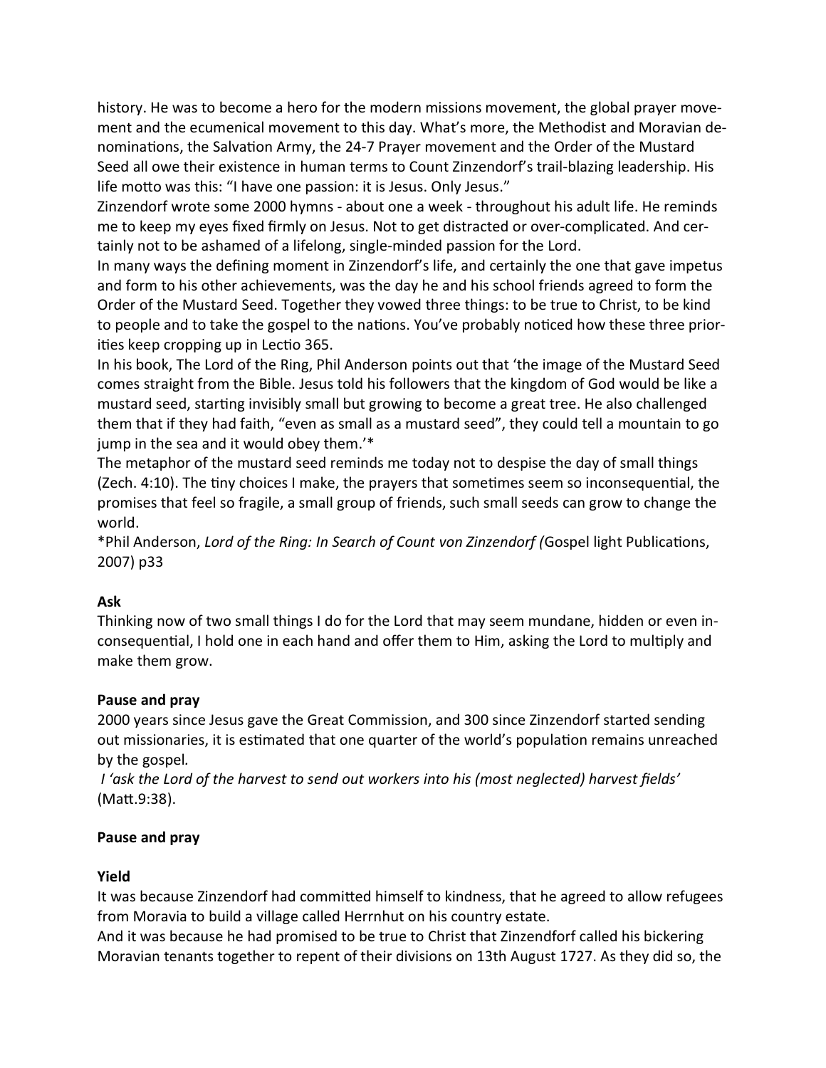history. He was to become a hero for the modern missions movement, the global prayer movement and the ecumenical movement to this day. What's more, the Methodist and Moravian denominations, the Salvation Army, the 24-7 Prayer movement and the Order of the Mustard Seed all owe their existence in human terms to Count Zinzendorf's trail-blazing leadership. His life motto was this: "I have one passion: it is Jesus. Only Jesus."

Zinzendorf wrote some 2000 hymns - about one a week - throughout his adult life. He reminds me to keep my eyes fixed firmly on Jesus. Not to get distracted or over-complicated. And certainly not to be ashamed of a lifelong, single-minded passion for the Lord.

In many ways the defining moment in Zinzendorf's life, and certainly the one that gave impetus and form to his other achievements, was the day he and his school friends agreed to form the Order of the Mustard Seed. Together they vowed three things: to be true to Christ, to be kind to people and to take the gospel to the nations. You've probably noticed how these three priorities keep cropping up in Lectio 365.

In his book, The Lord of the Ring, Phil Anderson points out that 'the image of the Mustard Seed comes straight from the Bible. Jesus told his followers that the kingdom of God would be like a mustard seed, starting invisibly small but growing to become a great tree. He also challenged them that if they had faith, "even as small as a mustard seed", they could tell a mountain to go jump in the sea and it would obey them.'*

The metaphor of the mustard seed reminds me today not to despise the day of small things (Zech. 4:10). The tiny choices I make, the prayers that sometimes seem so inconsequential, the promises that feel so fragile, a small group of friends, such small seeds can grow to change the world.

*Phil Anderson, *Lord of the Ring: In Search of Count von Zinzendorf (*Gospel light Publications, 2007) p33

**Ask**

Thinking now of two small things I do for the Lord that may seem mundane, hidden or even inconsequential, I hold one in each hand and offer them to Him, asking the Lord to multiply and make them grow.

**Pause and pray**

2000 years since Jesus gave the Great Commission, and 300 since Zinzendorf started sending out missionaries, it is estimated that one quarter of the world's population remains unreached by the gospel.

*I 'ask the Lord of the harvest to send out workers into his (most neglected) harvest fields'* (Matt.9:38).

**Pause and pray**

**Yield**

It was because Zinzendorf had committed himself to kindness, that he agreed to allow refugees from Moravia to build a village called Herrnhut on his country estate.

And it was because he had promised to be true to Christ that Zinzendforf called his bickering Moravian tenants together to repent of their divisions on 13th August 1727. As they did so, the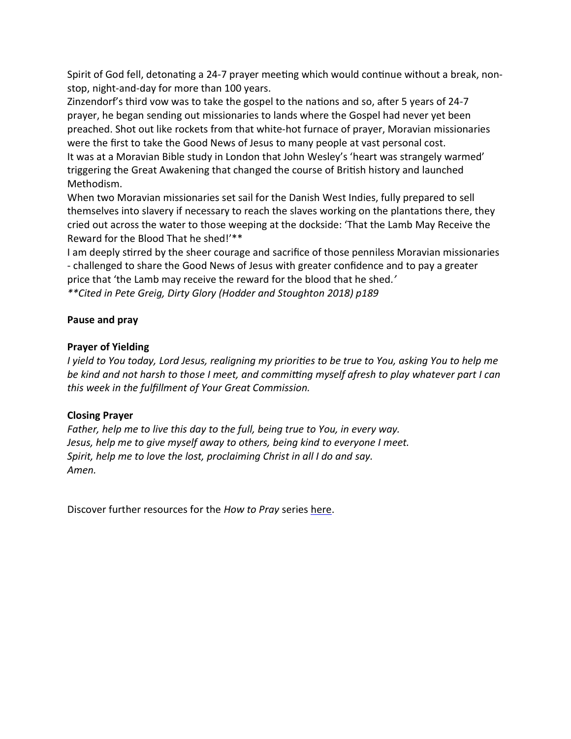Spirit of God fell, detonating a 24-7 prayer meeting which would continue without a break, non-stop, night-and-day for more than 100 years.

Zinzendorf's third vow was to take the gospel to the nations and so, after 5 years of 24-7 prayer, he began sending out missionaries to lands where the Gospel had never yet been preached. Shot out like rockets from that white-hot furnace of prayer, Moravian missionaries were the first to take the Good News of Jesus to many people at vast personal cost.

It was at a Moravian Bible study in London that John Wesley's 'heart was strangely warmed' triggering the Great Awakening that changed the course of British history and launched Methodism.

When two Moravian missionaries set sail for the Danish West Indies, fully prepared to sell themselves into slavery if necessary to reach the slaves working on the plantations there, they cried out across the water to those weeping at the dockside: 'That the Lamb May Receive the Reward for the Blood That he shed!'**

I am deeply stirred by the sheer courage and sacrifice of those penniless Moravian missionaries - challenged to share the Good News of Jesus with greater confidence and to pay a greater price that 'the Lamb may receive the reward for the blood that he shed.'

*\*\*Cited in Pete Greig, Dirty Glory (Hodder and Stoughton 2018) p189*

**Pause and pray**

**Prayer of Yielding**

*I yield to You today, Lord Jesus, realigning my priorities to be true to You, asking You to help me be kind and not harsh to those I meet, and committing myself afresh to play whatever part I can this week in the fulfillment of Your Great Commission.*

**Closing Prayer**

*Father, help me to live this day to the full, being true to You, in every way.*
*Jesus, help me to give myself away to others, being kind to everyone I meet.*
*Spirit, help me to love the lost, proclaiming Christ in all I do and say.*
*Amen.*

Discover further resources for the *How to Pray* series here.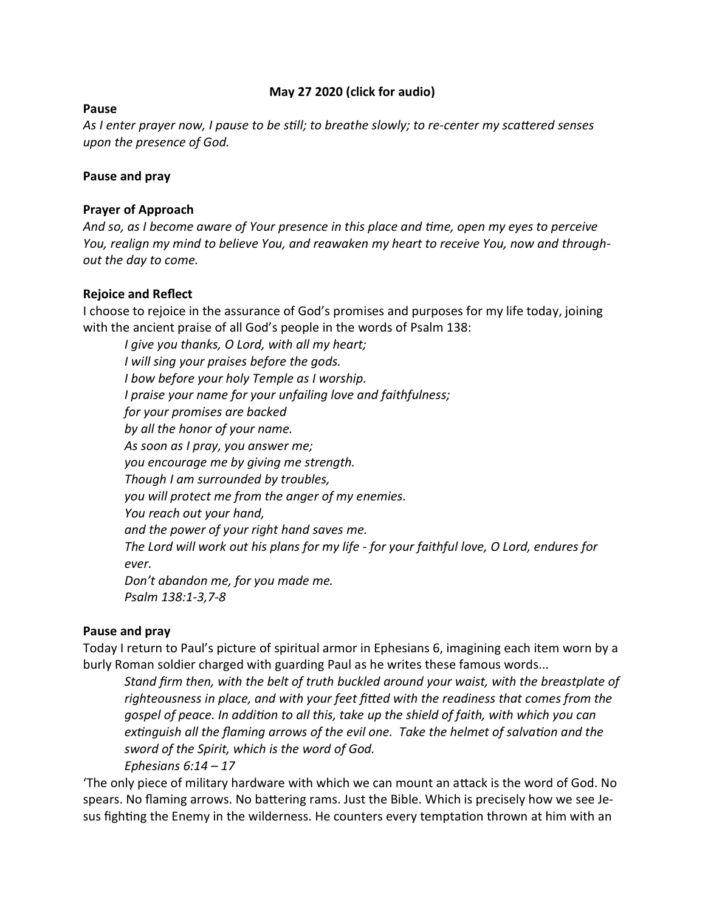**May 27 2020 (click for audio)**

**Pause**

*As I enter prayer now, I pause to be still; to breathe slowly; to re-center my scattered senses upon the presence of God.*

**Pause and pray**

**Prayer of Approach**

*And so, as I become aware of Your presence in this place and time, open my eyes to perceive You, realign my mind to believe You, and reawaken my heart to receive You, now and throughout the day to come.*

**Rejoice and Reflect**

I choose to rejoice in the assurance of God's promises and purposes for my life today, joining with the ancient praise of all God's people in the words of Psalm 138:

> *I give you thanks, O Lord, with all my heart;*
> *I will sing your praises before the gods.*
> *I bow before your holy Temple as I worship.*
> *I praise your name for your unfailing love and faithfulness;*
> *for your promises are backed*
> *by all the honor of your name.*
> *As soon as I pray, you answer me;*
> *you encourage me by giving me strength.*
> *Though I am surrounded by troubles,*
> *you will protect me from the anger of my enemies.*
> *You reach out your hand,*
> *and the power of your right hand saves me.*
> *The Lord will work out his plans for my life - for your faithful love, O Lord, endures for ever.*
> *Don't abandon me, for you made me.*
> *Psalm 138:1-3,7-8*

**Pause and pray**

Today I return to Paul's picture of spiritual armor in Ephesians 6, imagining each item worn by a burly Roman soldier charged with guarding Paul as he writes these famous words...

> *Stand firm then, with the belt of truth buckled around your waist, with the breastplate of righteousness in place, and with your feet fitted with the readiness that comes from the gospel of peace. In addition to all this, take up the shield of faith, with which you can extinguish all the flaming arrows of the evil one. Take the helmet of salvation and the sword of the Spirit, which is the word of God.*
> *Ephesians 6:14 – 17*

'The only piece of military hardware with which we can mount an attack is the word of God. No spears. No flaming arrows. No battering rams. Just the Bible. Which is precisely how we see Jesus fighting the Enemy in the wilderness. He counters every temptation thrown at him with an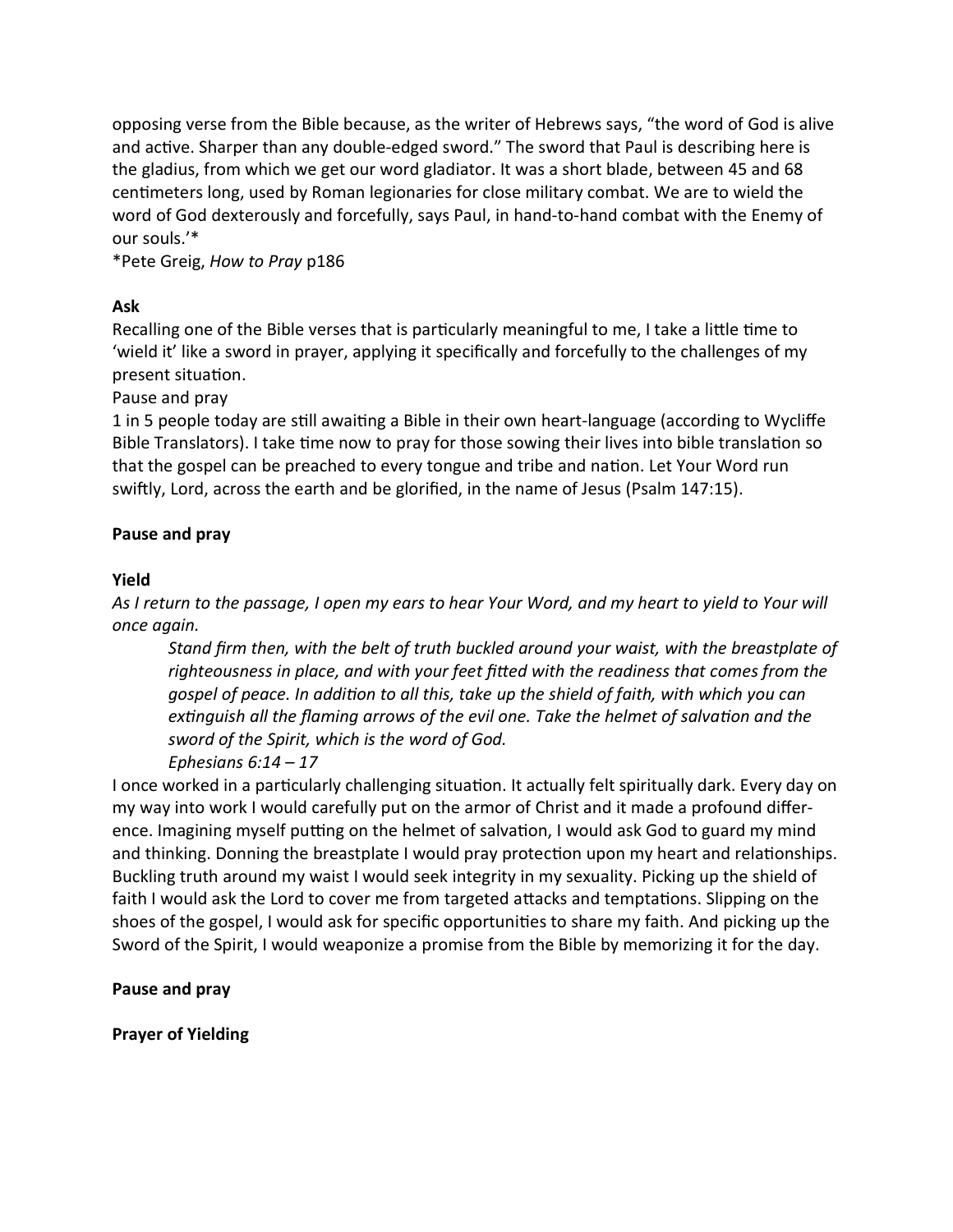opposing verse from the Bible because, as the writer of Hebrews says, "the word of God is alive and active. Sharper than any double-edged sword." The sword that Paul is describing here is the gladius, from which we get our word gladiator. It was a short blade, between 45 and 68 centimeters long, used by Roman legionaries for close military combat. We are to wield the word of God dexterously and forcefully, says Paul, in hand-to-hand combat with the Enemy of our souls.'*

*Pete Greig, *How to Pray* p186

**Ask**

Recalling one of the Bible verses that is particularly meaningful to me, I take a little time to 'wield it' like a sword in prayer, applying it specifically and forcefully to the challenges of my present situation.

Pause and pray

1 in 5 people today are still awaiting a Bible in their own heart-language (according to Wycliffe Bible Translators). I take time now to pray for those sowing their lives into bible translation so that the gospel can be preached to every tongue and tribe and nation. Let Your Word run swiftly, Lord, across the earth and be glorified, in the name of Jesus (Psalm 147:15).

**Pause and pray**

**Yield**

*As I return to the passage, I open my ears to hear Your Word, and my heart to yield to Your will once again.*

> *Stand firm then, with the belt of truth buckled around your waist, with the breastplate of righteousness in place, and with your feet fitted with the readiness that comes from the gospel of peace. In addition to all this, take up the shield of faith, with which you can extinguish all the flaming arrows of the evil one. Take the helmet of salvation and the sword of the Spirit, which is the word of God.*
>
> *Ephesians 6:14 – 17*

I once worked in a particularly challenging situation. It actually felt spiritually dark. Every day on my way into work I would carefully put on the armor of Christ and it made a profound difference. Imagining myself putting on the helmet of salvation, I would ask God to guard my mind and thinking. Donning the breastplate I would pray protection upon my heart and relationships. Buckling truth around my waist I would seek integrity in my sexuality. Picking up the shield of faith I would ask the Lord to cover me from targeted attacks and temptations. Slipping on the shoes of the gospel, I would ask for specific opportunities to share my faith. And picking up the Sword of the Spirit, I would weaponize a promise from the Bible by memorizing it for the day.

**Pause and pray**

**Prayer of Yielding**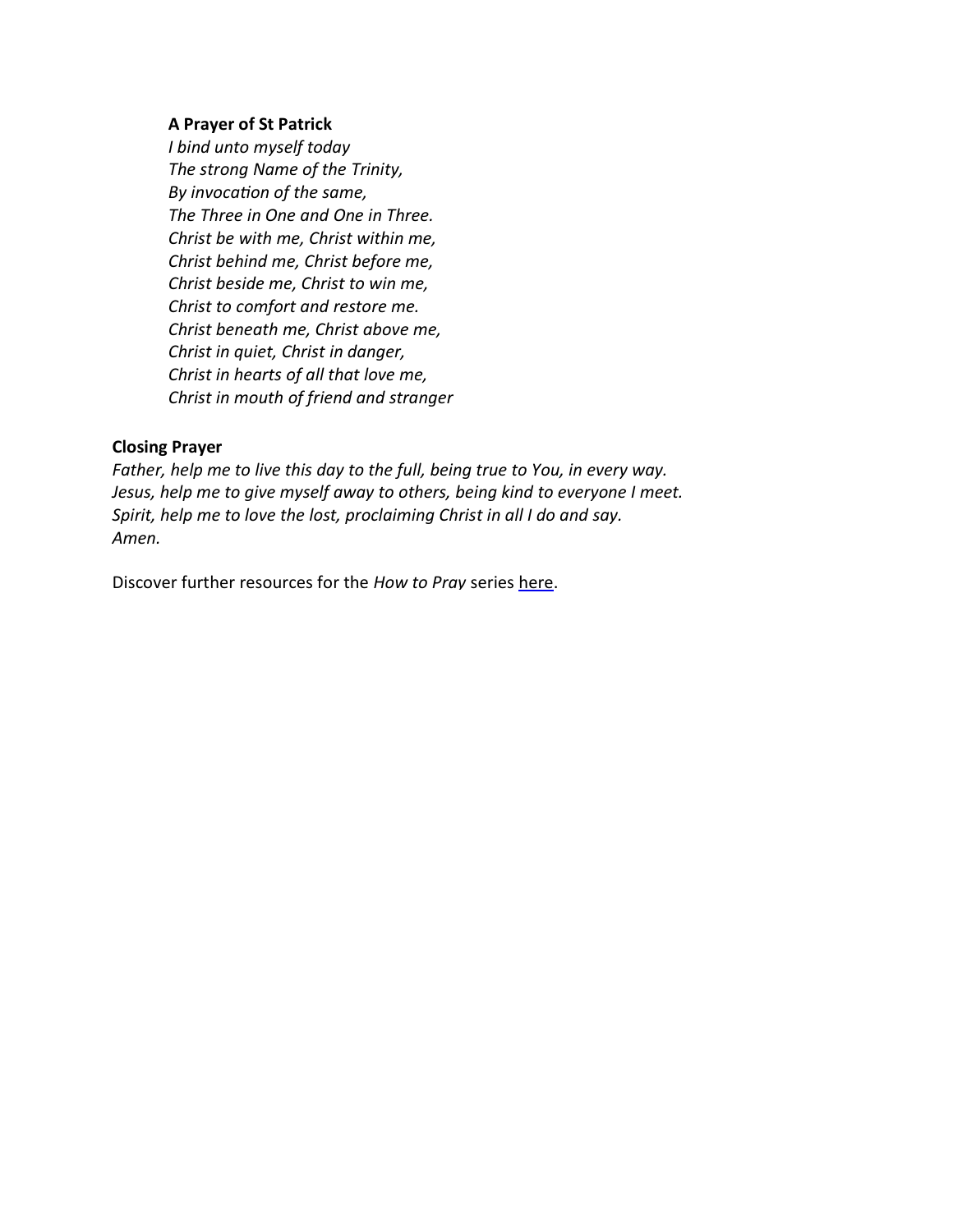**A Prayer of St Patrick**

*I bind unto myself today*
*The strong Name of the Trinity,*
*By invocation of the same,*
*The Three in One and One in Three.*
*Christ be with me, Christ within me,*
*Christ behind me, Christ before me,*
*Christ beside me, Christ to win me,*
*Christ to comfort and restore me.*
*Christ beneath me, Christ above me,*
*Christ in quiet, Christ in danger,*
*Christ in hearts of all that love me,*
*Christ in mouth of friend and stranger*

**Closing Prayer**

*Father, help me to live this day to the full, being true to You, in every way.*
*Jesus, help me to give myself away to others, being kind to everyone I meet.*
*Spirit, help me to love the lost, proclaiming Christ in all I do and say.*
*Amen.*

Discover further resources for the *How to Pray* series here.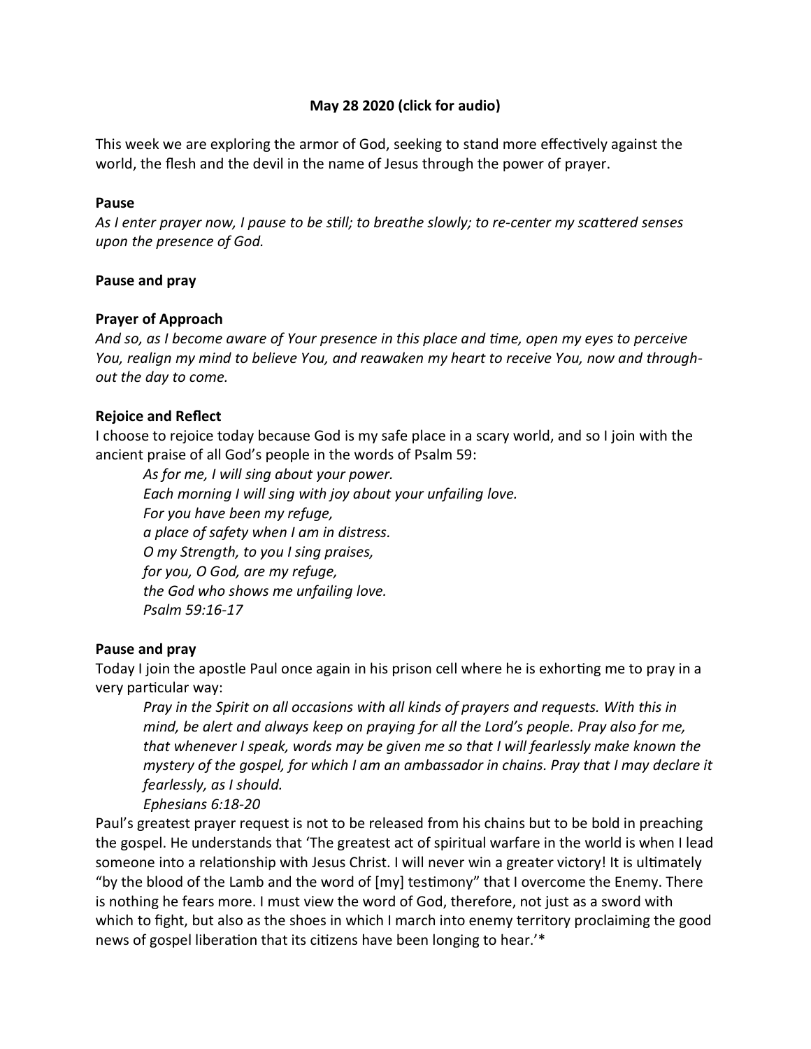**May 28 2020 (click for audio)**

This week we are exploring the armor of God, seeking to stand more effectively against the world, the flesh and the devil in the name of Jesus through the power of prayer.

**Pause**

*As I enter prayer now, I pause to be still; to breathe slowly; to re-center my scattered senses upon the presence of God.*

**Pause and pray**

**Prayer of Approach**

*And so, as I become aware of Your presence in this place and time, open my eyes to perceive You, realign my mind to believe You, and reawaken my heart to receive You, now and throughout the day to come.*

**Rejoice and Reflect**

I choose to rejoice today because God is my safe place in a scary world, and so I join with the ancient praise of all God's people in the words of Psalm 59:

> *As for me, I will sing about your power.*
> *Each morning I will sing with joy about your unfailing love.*
> *For you have been my refuge,*
> *a place of safety when I am in distress.*
> *O my Strength, to you I sing praises,*
> *for you, O God, are my refuge,*
> *the God who shows me unfailing love.*
> *Psalm 59:16-17*

**Pause and pray**

Today I join the apostle Paul once again in his prison cell where he is exhorting me to pray in a very particular way:

> *Pray in the Spirit on all occasions with all kinds of prayers and requests. With this in mind, be alert and always keep on praying for all the Lord's people. Pray also for me, that whenever I speak, words may be given me so that I will fearlessly make known the mystery of the gospel, for which I am an ambassador in chains. Pray that I may declare it fearlessly, as I should.*
> *Ephesians 6:18-20*

Paul's greatest prayer request is not to be released from his chains but to be bold in preaching the gospel. He understands that 'The greatest act of spiritual warfare in the world is when I lead someone into a relationship with Jesus Christ. I will never win a greater victory! It is ultimately "by the blood of the Lamb and the word of [my] testimony" that I overcome the Enemy. There is nothing he fears more. I must view the word of God, therefore, not just as a sword with which to fight, but also as the shoes in which I march into enemy territory proclaiming the good news of gospel liberation that its citizens have been longing to hear.'*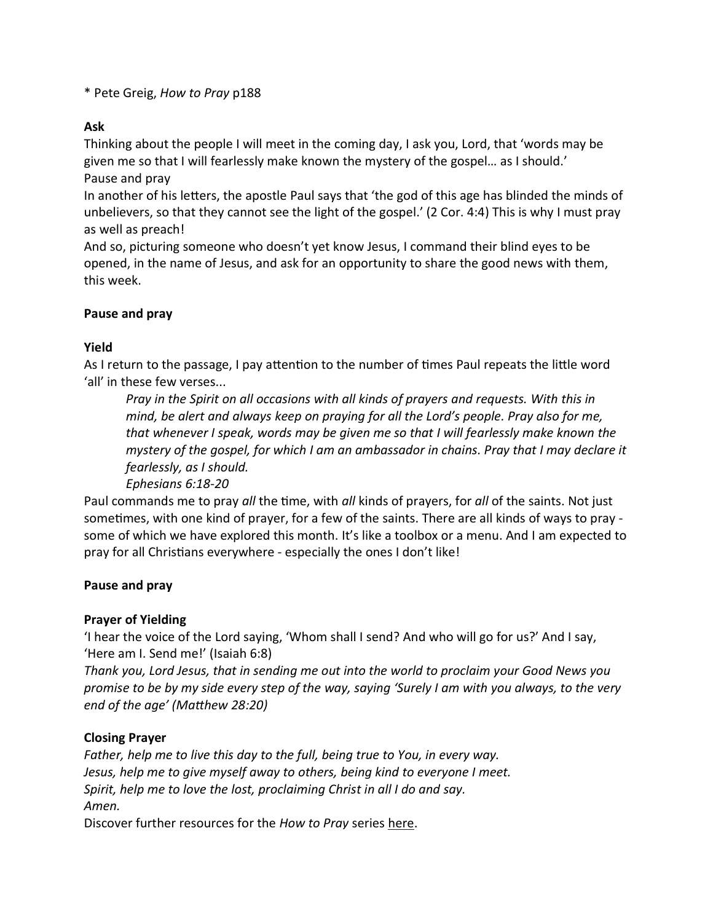* Pete Greig, *How to Pray* p188

**Ask**

Thinking about the people I will meet in the coming day, I ask you, Lord, that 'words may be given me so that I will fearlessly make known the mystery of the gospel… as I should.'
Pause and pray

In another of his letters, the apostle Paul says that 'the god of this age has blinded the minds of unbelievers, so that they cannot see the light of the gospel.' (2 Cor. 4:4) This is why I must pray as well as preach!

And so, picturing someone who doesn't yet know Jesus, I command their blind eyes to be opened, in the name of Jesus, and ask for an opportunity to share the good news with them, this week.

**Pause and pray**

**Yield**

As I return to the passage, I pay attention to the number of times Paul repeats the little word 'all' in these few verses...

> *Pray in the Spirit on all occasions with all kinds of prayers and requests. With this in mind, be alert and always keep on praying for all the Lord's people. Pray also for me, that whenever I speak, words may be given me so that I will fearlessly make known the mystery of the gospel, for which I am an ambassador in chains. Pray that I may declare it fearlessly, as I should.*
> *Ephesians 6:18-20*

Paul commands me to pray *all* the time, with *all* kinds of prayers, for *all* of the saints. Not just sometimes, with one kind of prayer, for a few of the saints. There are all kinds of ways to pray - some of which we have explored this month. It's like a toolbox or a menu. And I am expected to pray for all Christians everywhere - especially the ones I don't like!

**Pause and pray**

**Prayer of Yielding**

'I hear the voice of the Lord saying, 'Whom shall I send? And who will go for us?' And I say, 'Here am I. Send me!' (Isaiah 6:8)

*Thank you, Lord Jesus, that in sending me out into the world to proclaim your Good News you promise to be by my side every step of the way, saying 'Surely I am with you always, to the very end of the age' (Matthew 28:20)*

**Closing Prayer**

*Father, help me to live this day to the full, being true to You, in every way.*
*Jesus, help me to give myself away to others, being kind to everyone I meet.*
*Spirit, help me to love the lost, proclaiming Christ in all I do and say.*
*Amen.*

Discover further resources for the *How to Pray* series here.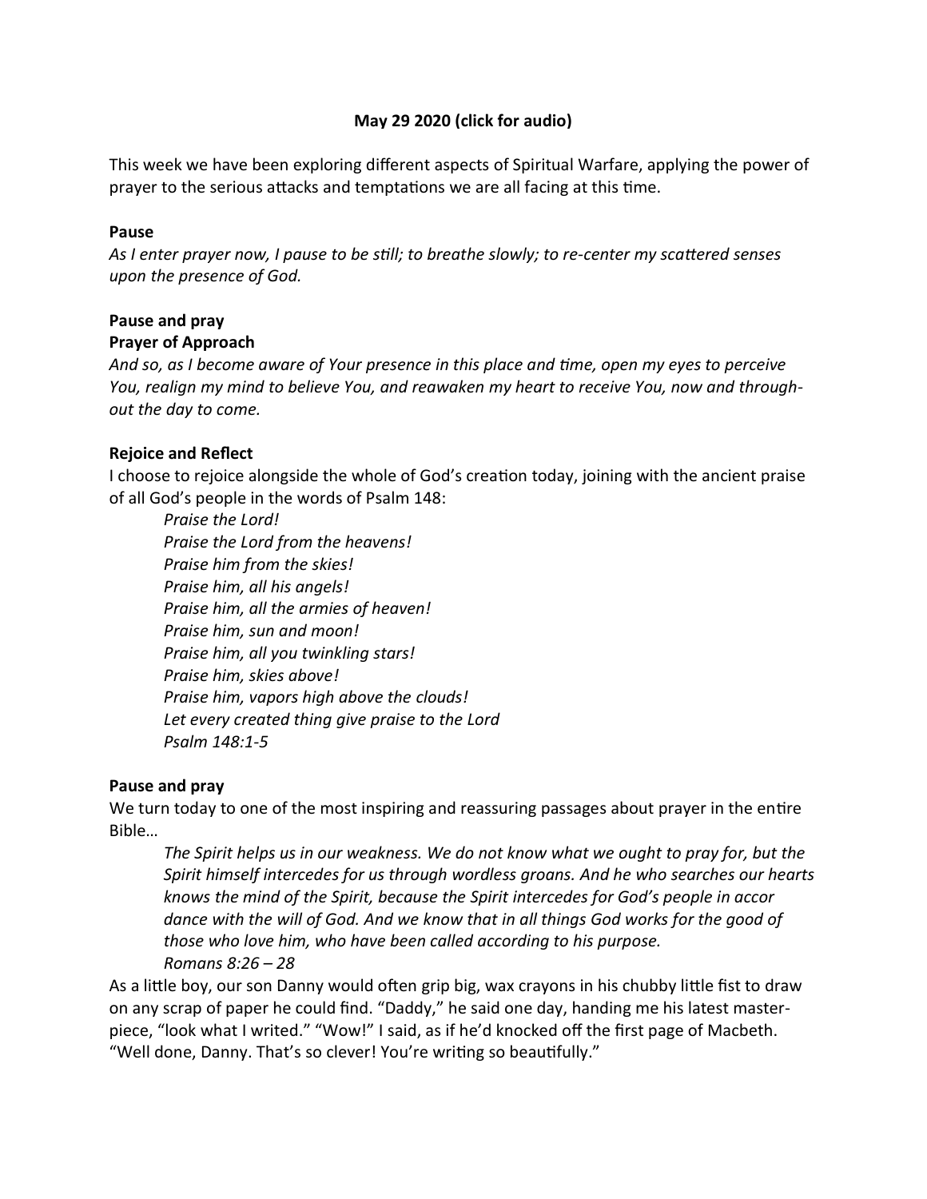**May 29 2020 (click for audio)**

This week we have been exploring different aspects of Spiritual Warfare, applying the power of prayer to the serious attacks and temptations we are all facing at this time.

**Pause**

*As I enter prayer now, I pause to be still; to breathe slowly; to re-center my scattered senses upon the presence of God.*

**Pause and pray**

**Prayer of Approach**

*And so, as I become aware of Your presence in this place and time, open my eyes to perceive You, realign my mind to believe You, and reawaken my heart to receive You, now and throughout the day to come.*

**Rejoice and Reflect**

I choose to rejoice alongside the whole of God's creation today, joining with the ancient praise of all God's people in the words of Psalm 148:

> *Praise the Lord!*
> *Praise the Lord from the heavens!*
> *Praise him from the skies!*
> *Praise him, all his angels!*
> *Praise him, all the armies of heaven!*
> *Praise him, sun and moon!*
> *Praise him, all you twinkling stars!*
> *Praise him, skies above!*
> *Praise him, vapors high above the clouds!*
> *Let every created thing give praise to the Lord*
> *Psalm 148:1-5*

**Pause and pray**

We turn today to one of the most inspiring and reassuring passages about prayer in the entire Bible…

> *The Spirit helps us in our weakness. We do not know what we ought to pray for, but the Spirit himself intercedes for us through wordless groans. And he who searches our hearts knows the mind of the Spirit, because the Spirit intercedes for God's people in accordance with the will of God. And we know that in all things God works for the good of those who love him, who have been called according to his purpose.*
> *Romans 8:26 – 28*

As a little boy, our son Danny would often grip big, wax crayons in his chubby little fist to draw on any scrap of paper he could find. "Daddy," he said one day, handing me his latest masterpiece, "look what I writed." "Wow!" I said, as if he'd knocked off the first page of Macbeth. "Well done, Danny. That's so clever! You're writing so beautifully."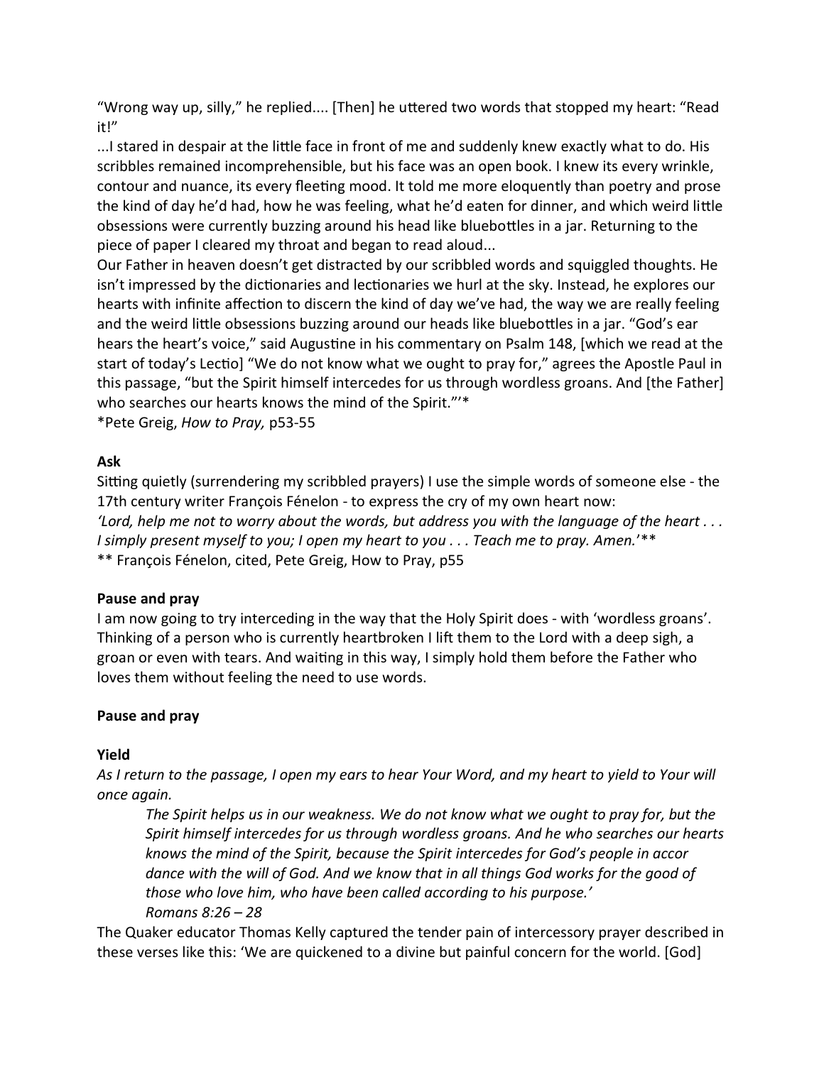"Wrong way up, silly," he replied.... [Then] he uttered two words that stopped my heart: "Read it!"

...I stared in despair at the little face in front of me and suddenly knew exactly what to do. His scribbles remained incomprehensible, but his face was an open book. I knew its every wrinkle, contour and nuance, its every fleeting mood. It told me more eloquently than poetry and prose the kind of day he'd had, how he was feeling, what he'd eaten for dinner, and which weird little obsessions were currently buzzing around his head like bluebottles in a jar. Returning to the piece of paper I cleared my throat and began to read aloud...

Our Father in heaven doesn't get distracted by our scribbled words and squiggled thoughts. He isn't impressed by the dictionaries and lectionaries we hurl at the sky. Instead, he explores our hearts with infinite affection to discern the kind of day we've had, the way we are really feeling and the weird little obsessions buzzing around our heads like bluebottles in a jar. "God's ear hears the heart's voice," said Augustine in his commentary on Psalm 148, [which we read at the start of today's Lectio] "We do not know what we ought to pray for," agrees the Apostle Paul in this passage, "but the Spirit himself intercedes for us through wordless groans. And [the Father] who searches our hearts knows the mind of the Spirit."'*

*Pete Greig, *How to Pray,* p53-55

**Ask**

Sitting quietly (surrendering my scribbled prayers) I use the simple words of someone else - the 17th century writer François Fénelon - to express the cry of my own heart now:

*'Lord, help me not to worry about the words, but address you with the language of the heart . . . I simply present myself to you; I open my heart to you . . . Teach me to pray. Amen.'***

** François Fénelon, cited, Pete Greig, How to Pray, p55

**Pause and pray**

I am now going to try interceding in the way that the Holy Spirit does - with 'wordless groans'. Thinking of a person who is currently heartbroken I lift them to the Lord with a deep sigh, a groan or even with tears. And waiting in this way, I simply hold them before the Father who loves them without feeling the need to use words.

**Pause and pray**

**Yield**

*As I return to the passage, I open my ears to hear Your Word, and my heart to yield to Your will once again.*

> *The Spirit helps us in our weakness. We do not know what we ought to pray for, but the Spirit himself intercedes for us through wordless groans. And he who searches our hearts knows the mind of the Spirit, because the Spirit intercedes for God's people in accordance with the will of God. And we know that in all things God works for the good of those who love him, who have been called according to his purpose.'*
> *Romans 8:26 – 28*

The Quaker educator Thomas Kelly captured the tender pain of intercessory prayer described in these verses like this: 'We are quickened to a divine but painful concern for the world. [God]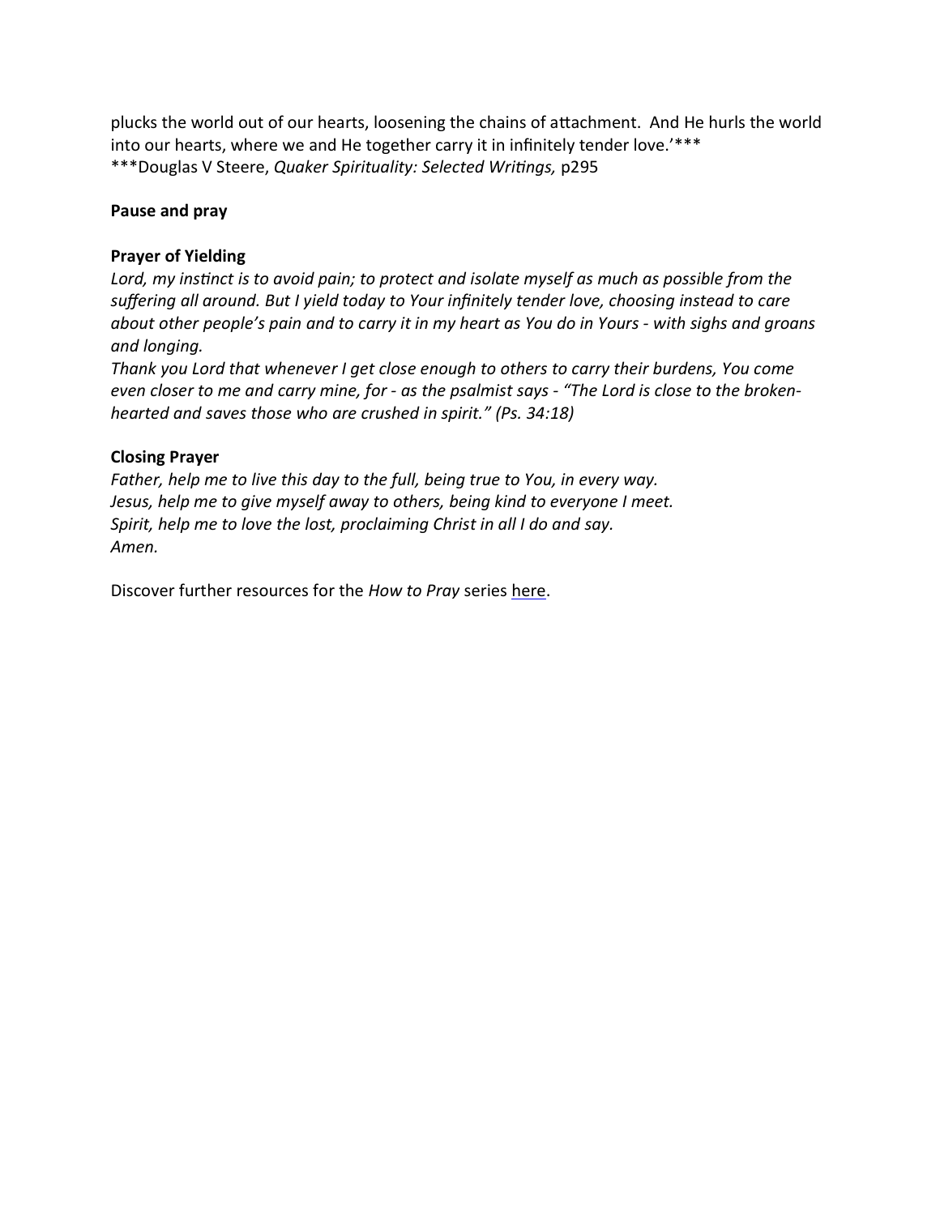plucks the world out of our hearts, loosening the chains of attachment. And He hurls the world into our hearts, where we and He together carry it in infinitely tender love.'***
***Douglas V Steere, *Quaker Spirituality: Selected Writings,* p295

**Pause and pray**

**Prayer of Yielding**
*Lord, my instinct is to avoid pain; to protect and isolate myself as much as possible from the suffering all around. But I yield today to Your infinitely tender love, choosing instead to care about other people's pain and to carry it in my heart as You do in Yours - with sighs and groans and longing.*
*Thank you Lord that whenever I get close enough to others to carry their burdens, You come even closer to me and carry mine, for - as the psalmist says - "The Lord is close to the broken-hearted and saves those who are crushed in spirit." (Ps. 34:18)*

**Closing Prayer**
*Father, help me to live this day to the full, being true to You, in every way.*
*Jesus, help me to give myself away to others, being kind to everyone I meet.*
*Spirit, help me to love the lost, proclaiming Christ in all I do and say.*
*Amen.*

Discover further resources for the *How to Pray* series here.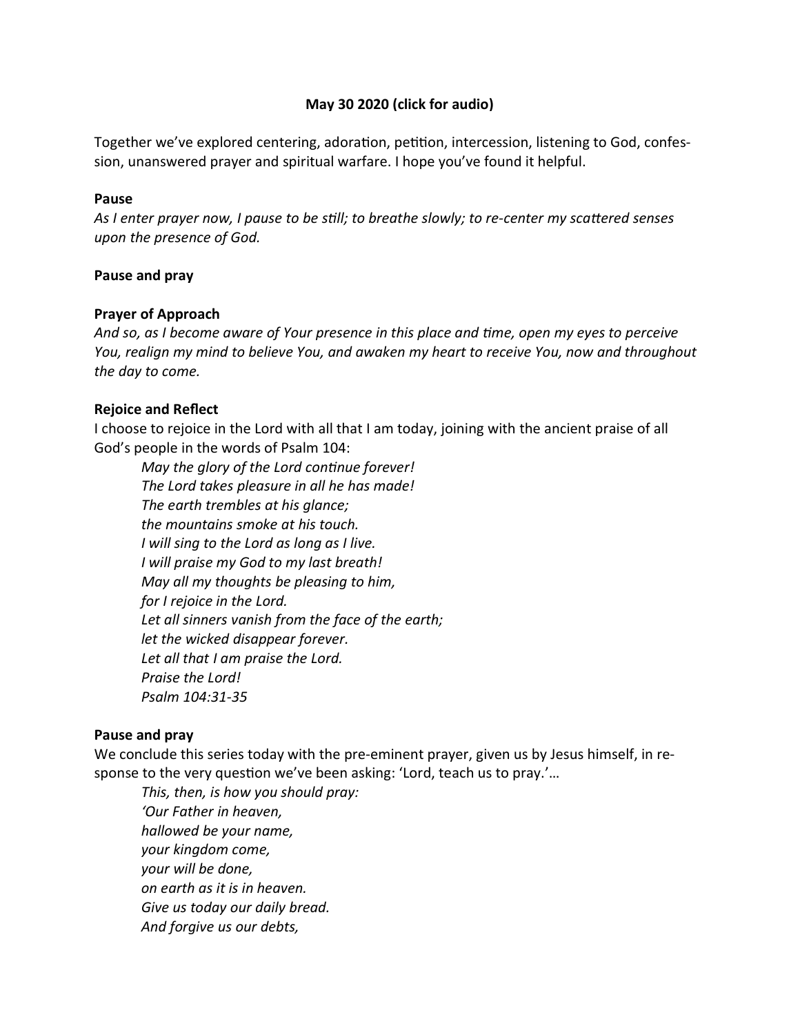**May 30 2020 (click for audio)**

Together we've explored centering, adoration, petition, intercession, listening to God, confession, unanswered prayer and spiritual warfare. I hope you've found it helpful.

**Pause**

*As I enter prayer now, I pause to be still; to breathe slowly; to re-center my scattered senses upon the presence of God.*

**Pause and pray**

**Prayer of Approach**

*And so, as I become aware of Your presence in this place and time, open my eyes to perceive You, realign my mind to believe You, and awaken my heart to receive You, now and throughout the day to come.*

**Rejoice and Reflect**

I choose to rejoice in the Lord with all that I am today, joining with the ancient praise of all God's people in the words of Psalm 104:

> *May the glory of the Lord continue forever!*
> *The Lord takes pleasure in all he has made!*
> *The earth trembles at his glance;*
> *the mountains smoke at his touch.*
> *I will sing to the Lord as long as I live.*
> *I will praise my God to my last breath!*
> *May all my thoughts be pleasing to him,*
> *for I rejoice in the Lord.*
> *Let all sinners vanish from the face of the earth;*
> *let the wicked disappear forever.*
> *Let all that I am praise the Lord.*
> *Praise the Lord!*
> *Psalm 104:31-35*

**Pause and pray**

We conclude this series today with the pre-eminent prayer, given us by Jesus himself, in response to the very question we've been asking: 'Lord, teach us to pray.'…

> *This, then, is how you should pray:*
> *'Our Father in heaven,*
> *hallowed be your name,*
> *your kingdom come,*
> *your will be done,*
> *on earth as it is in heaven.*
> *Give us today our daily bread.*
> *And forgive us our debts,*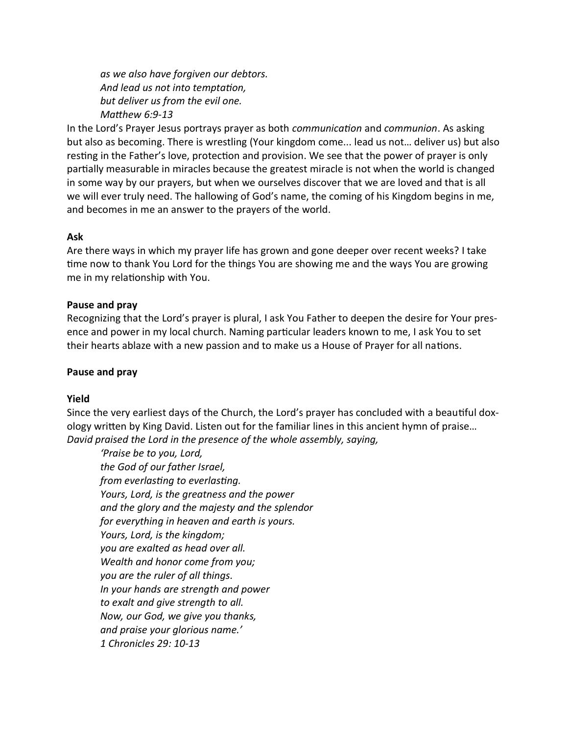*as we also have forgiven our debtors.*
*And lead us not into temptation,*
*but deliver us from the evil one.*
*Matthew 6:9-13*

In the Lord's Prayer Jesus portrays prayer as both *communication* and *communion*. As asking but also as becoming. There is wrestling (Your kingdom come... lead us not… deliver us) but also resting in the Father's love, protection and provision. We see that the power of prayer is only partially measurable in miracles because the greatest miracle is not when the world is changed in some way by our prayers, but when we ourselves discover that we are loved and that is all we will ever truly need. The hallowing of God's name, the coming of his Kingdom begins in me, and becomes in me an answer to the prayers of the world.

**Ask**

Are there ways in which my prayer life has grown and gone deeper over recent weeks? I take time now to thank You Lord for the things You are showing me and the ways You are growing me in my relationship with You.

**Pause and pray**

Recognizing that the Lord's prayer is plural, I ask You Father to deepen the desire for Your presence and power in my local church. Naming particular leaders known to me, I ask You to set their hearts ablaze with a new passion and to make us a House of Prayer for all nations.

**Pause and pray**

**Yield**

Since the very earliest days of the Church, the Lord's prayer has concluded with a beautiful doxology written by King David. Listen out for the familiar lines in this ancient hymn of praise…

*David praised the Lord in the presence of the whole assembly, saying,*

*'Praise be to you, Lord,*
*the God of our father Israel,*
*from everlasting to everlasting.*
*Yours, Lord, is the greatness and the power*
*and the glory and the majesty and the splendor*
*for everything in heaven and earth is yours.*
*Yours, Lord, is the kingdom;*
*you are exalted as head over all.*
*Wealth and honor come from you;*
*you are the ruler of all things.*
*In your hands are strength and power*
*to exalt and give strength to all.*
*Now, our God, we give you thanks,*
*and praise your glorious name.'*
*1 Chronicles 29: 10-13*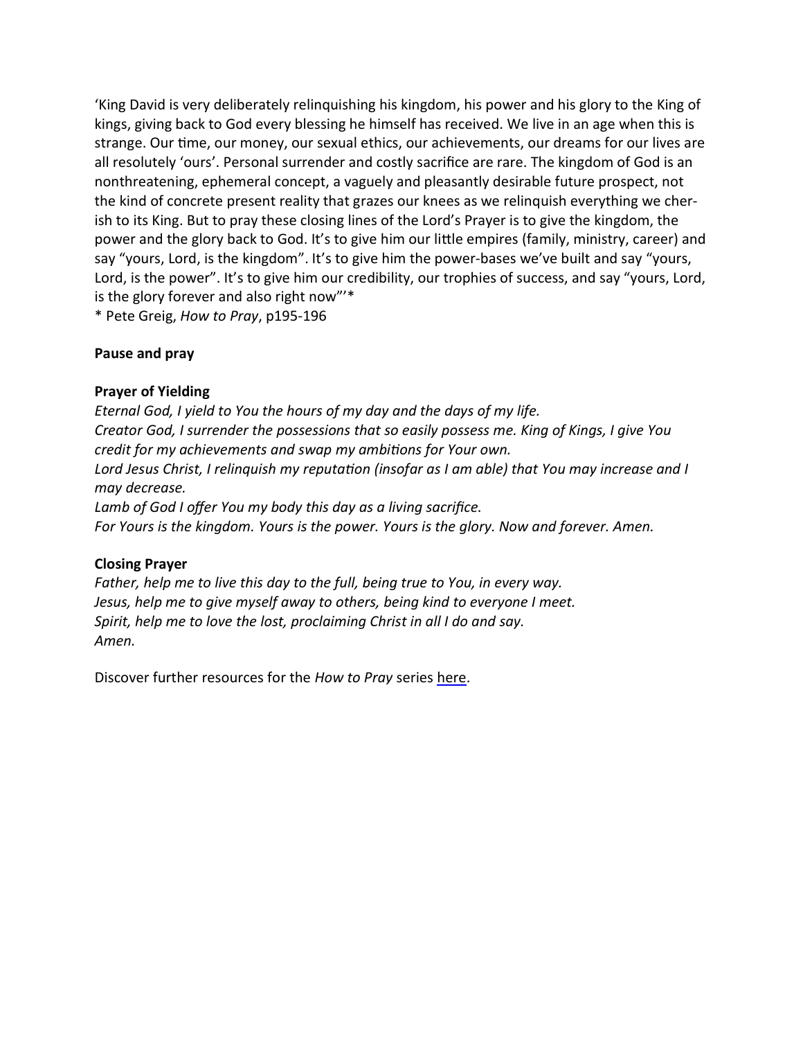'King David is very deliberately relinquishing his kingdom, his power and his glory to the King of kings, giving back to God every blessing he himself has received. We live in an age when this is strange. Our time, our money, our sexual ethics, our achievements, our dreams for our lives are all resolutely 'ours'. Personal surrender and costly sacrifice are rare. The kingdom of God is an nonthreatening, ephemeral concept, a vaguely and pleasantly desirable future prospect, not the kind of concrete present reality that grazes our knees as we relinquish everything we cherish to its King. But to pray these closing lines of the Lord's Prayer is to give the kingdom, the power and the glory back to God. It's to give him our little empires (family, ministry, career) and say "yours, Lord, is the kingdom". It's to give him the power-bases we've built and say "yours, Lord, is the power". It's to give him our credibility, our trophies of success, and say "yours, Lord, is the glory forever and also right now"'*

* Pete Greig, *How to Pray*, p195-196

**Pause and pray**

**Prayer of Yielding**

*Eternal God, I yield to You the hours of my day and the days of my life.*
*Creator God, I surrender the possessions that so easily possess me. King of Kings, I give You credit for my achievements and swap my ambitions for Your own.*
*Lord Jesus Christ, I relinquish my reputation (insofar as I am able) that You may increase and I may decrease.*
*Lamb of God I offer You my body this day as a living sacrifice.*
*For Yours is the kingdom. Yours is the power. Yours is the glory. Now and forever. Amen.*

**Closing Prayer**

*Father, help me to live this day to the full, being true to You, in every way.*
*Jesus, help me to give myself away to others, being kind to everyone I meet.*
*Spirit, help me to love the lost, proclaiming Christ in all I do and say.*
*Amen.*

Discover further resources for the *How to Pray* series here.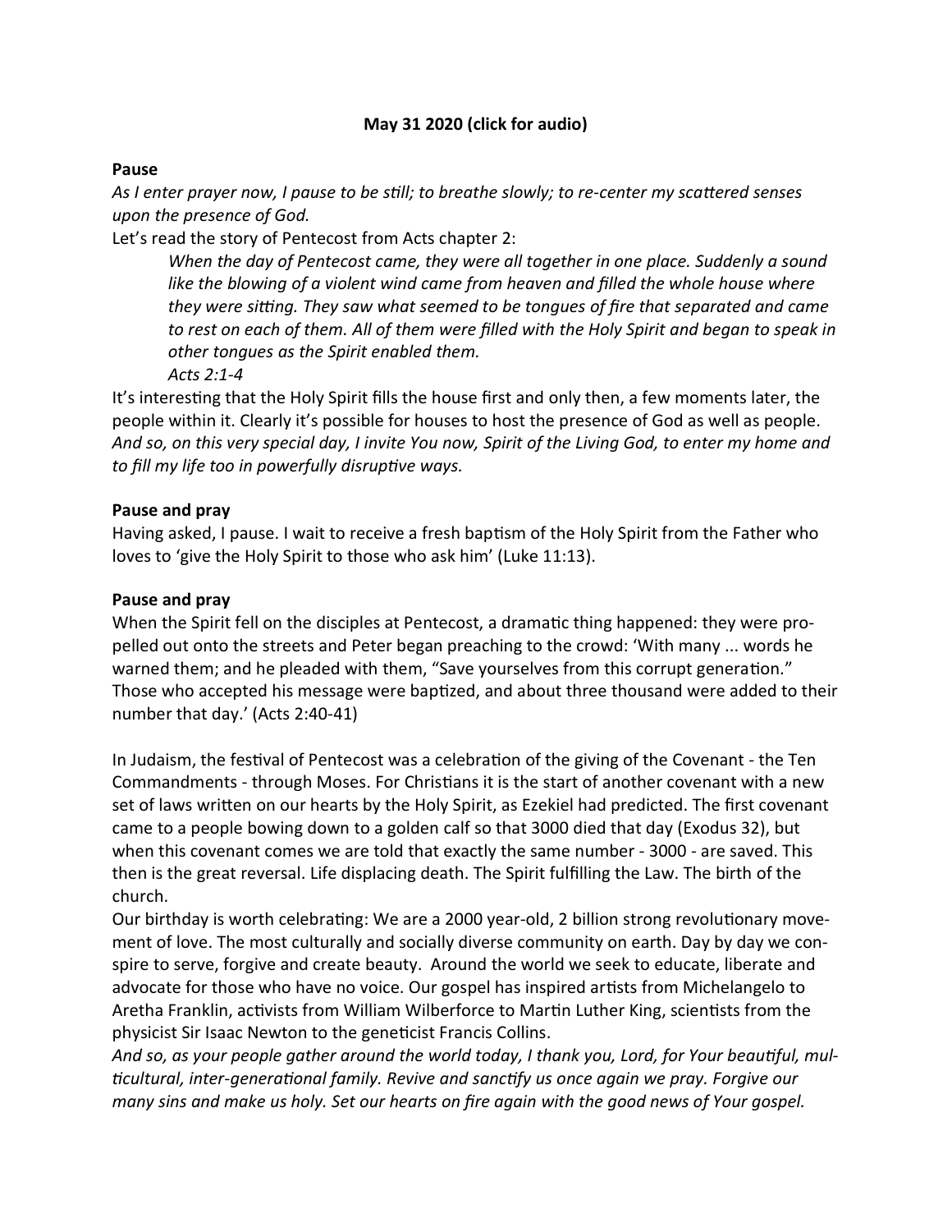**May 31 2020 (click for audio)**

**Pause**

*As I enter prayer now, I pause to be still; to breathe slowly; to re-center my scattered senses upon the presence of God.*

Let's read the story of Pentecost from Acts chapter 2:

> *When the day of Pentecost came, they were all together in one place. Suddenly a sound like the blowing of a violent wind came from heaven and filled the whole house where they were sitting. They saw what seemed to be tongues of fire that separated and came to rest on each of them. All of them were filled with the Holy Spirit and began to speak in other tongues as the Spirit enabled them.*
> *Acts 2:1-4*

It's interesting that the Holy Spirit fills the house first and only then, a few moments later, the people within it. Clearly it's possible for houses to host the presence of God as well as people. *And so, on this very special day, I invite You now, Spirit of the Living God, to enter my home and to fill my life too in powerfully disruptive ways.*

**Pause and pray**

Having asked, I pause. I wait to receive a fresh baptism of the Holy Spirit from the Father who loves to 'give the Holy Spirit to those who ask him' (Luke 11:13).

**Pause and pray**

When the Spirit fell on the disciples at Pentecost, a dramatic thing happened: they were propelled out onto the streets and Peter began preaching to the crowd: 'With many ... words he warned them; and he pleaded with them, "Save yourselves from this corrupt generation." Those who accepted his message were baptized, and about three thousand were added to their number that day.' (Acts 2:40-41)

In Judaism, the festival of Pentecost was a celebration of the giving of the Covenant - the Ten Commandments - through Moses. For Christians it is the start of another covenant with a new set of laws written on our hearts by the Holy Spirit, as Ezekiel had predicted. The first covenant came to a people bowing down to a golden calf so that 3000 died that day (Exodus 32), but when this covenant comes we are told that exactly the same number - 3000 - are saved. This then is the great reversal. Life displacing death. The Spirit fulfilling the Law. The birth of the church.

Our birthday is worth celebrating: We are a 2000 year-old, 2 billion strong revolutionary movement of love. The most culturally and socially diverse community on earth. Day by day we conspire to serve, forgive and create beauty. Around the world we seek to educate, liberate and advocate for those who have no voice. Our gospel has inspired artists from Michelangelo to Aretha Franklin, activists from William Wilberforce to Martin Luther King, scientists from the physicist Sir Isaac Newton to the geneticist Francis Collins.

*And so, as your people gather around the world today, I thank you, Lord, for Your beautiful, multicultural, inter-generational family. Revive and sanctify us once again we pray. Forgive our many sins and make us holy. Set our hearts on fire again with the good news of Your gospel.*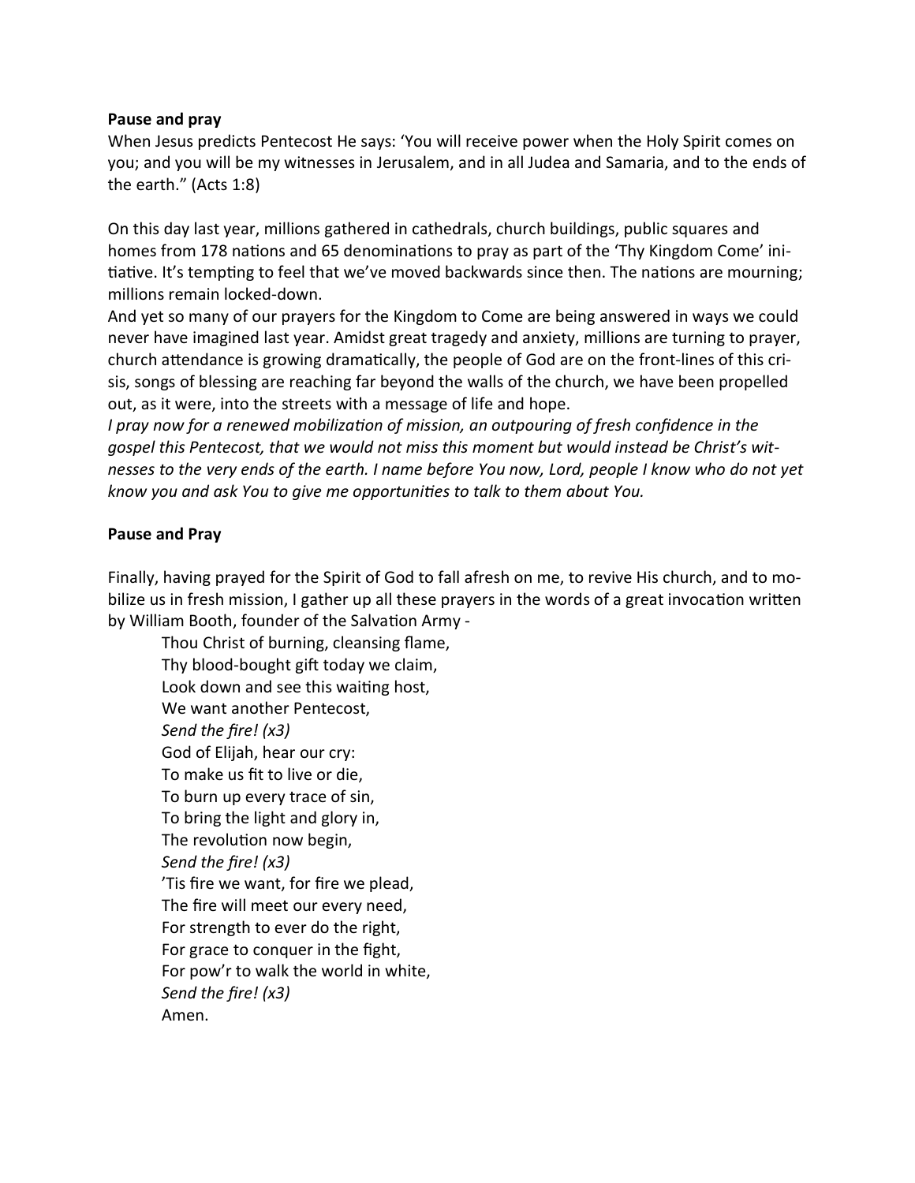**Pause and pray**

When Jesus predicts Pentecost He says: 'You will receive power when the Holy Spirit comes on you; and you will be my witnesses in Jerusalem, and in all Judea and Samaria, and to the ends of the earth." (Acts 1:8)

On this day last year, millions gathered in cathedrals, church buildings, public squares and homes from 178 nations and 65 denominations to pray as part of the 'Thy Kingdom Come' initiative. It's tempting to feel that we've moved backwards since then. The nations are mourning; millions remain locked-down.

And yet so many of our prayers for the Kingdom to Come are being answered in ways we could never have imagined last year. Amidst great tragedy and anxiety, millions are turning to prayer, church attendance is growing dramatically, the people of God are on the front-lines of this crisis, songs of blessing are reaching far beyond the walls of the church, we have been propelled out, as it were, into the streets with a message of life and hope.

*I pray now for a renewed mobilization of mission, an outpouring of fresh confidence in the gospel this Pentecost, that we would not miss this moment but would instead be Christ's witnesses to the very ends of the earth. I name before You now, Lord, people I know who do not yet know you and ask You to give me opportunities to talk to them about You.*

**Pause and Pray**

Finally, having prayed for the Spirit of God to fall afresh on me, to revive His church, and to mobilize us in fresh mission, I gather up all these prayers in the words of a great invocation written by William Booth, founder of the Salvation Army -

Thou Christ of burning, cleansing flame,
Thy blood-bought gift today we claim,
Look down and see this waiting host,
We want another Pentecost,
*Send the fire! (x3)*
God of Elijah, hear our cry:
To make us fit to live or die,
To burn up every trace of sin,
To bring the light and glory in,
The revolution now begin,
*Send the fire! (x3)*
'Tis fire we want, for fire we plead,
The fire will meet our every need,
For strength to ever do the right,
For grace to conquer in the fight,
For pow'r to walk the world in white,
*Send the fire! (x3)*
Amen.